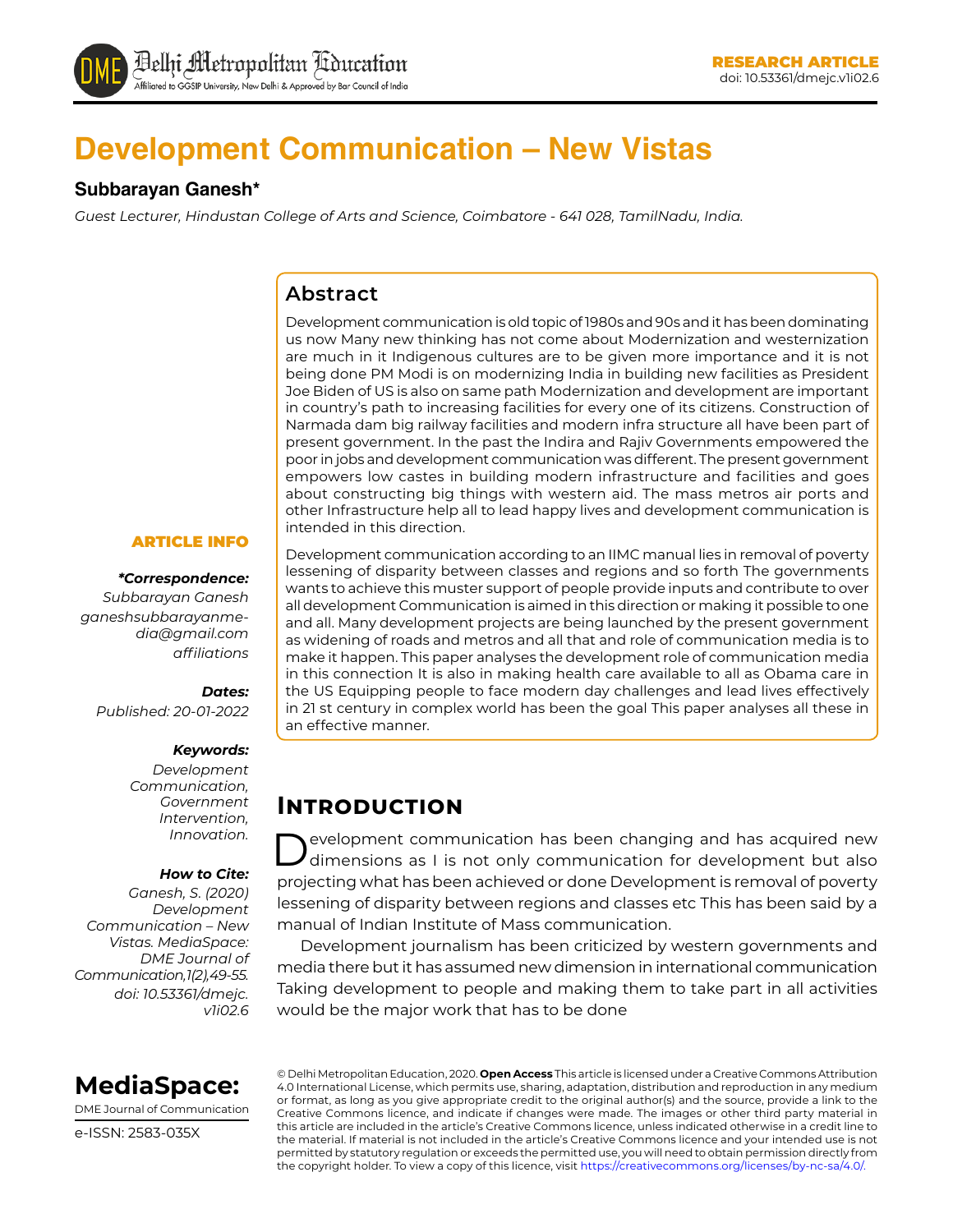RESEARCH ARTICLE
doi: 10.53361/dmejc.v1i02.6

# Development Communication – New Vistas

**Subbarayan Ganesh***

*Guest Lecturer, Hindustan College of Arts and Science, Coimbatore - 641 028, TamilNadu, India.*

## Abstract

Development communication is old topic of 1980s and 90s and it has been dominating us now Many new thinking has not come about Modernization and westernization are much in it Indigenous cultures are to be given more importance and it is not being done PM Modi is on modernizing India in building new facilities as President Joe Biden of US is also on same path Modernization and development are important in country's path to increasing facilities for every one of its citizens. Construction of Narmada dam big railway facilities and modern infra structure all have been part of present government. In the past the Indira and Rajiv Governments empowered the poor in jobs and development communication was different. The present government empowers low castes in building modern infrastructure and facilities and goes about constructing big things with western aid. The mass metros air ports and other Infrastructure help all to lead happy lives and development communication is intended in this direction.

Development communication according to an IIMC manual lies in removal of poverty lessening of disparity between classes and regions and so forth The governments wants to achieve this muster support of people provide inputs and contribute to over all development Communication is aimed in this direction or making it possible to one and all. Many development projects are being launched by the present government as widening of roads and metros and all that and role of communication media is to make it happen. This paper analyses the development role of communication media in this connection It is also in making health care available to all as Obama care in the US Equipping people to face modern day challenges and lead lives effectively in 21 st century in complex world has been the goal This paper analyses all these in an effective manner.

**ARTICLE INFO**

***Correspondence:***
*Subbarayan Ganesh*
*ganeshsubbarayanmedia@gmail.com*
*affiliations*

***Dates:***
*Published: 20-01-2022*

***Keywords:***
*Development Communication, Government Intervention, Innovation.*

***How to Cite:***
*Ganesh, S. (2020) Development Communication – New Vistas. MediaSpace: DME Journal of Communication,1(2),49-55. doi: 10.53361/dmejc.v1i02.6*

## Introduction

Development communication has been changing and has acquired new dimensions as I is not only communication for development but also projecting what has been achieved or done Development is removal of poverty lessening of disparity between regions and classes etc This has been said by a manual of Indian Institute of Mass communication.

Development journalism has been criticized by western governments and media there but it has assumed new dimension in international communication Taking development to people and making them to take part in all activities would be the major work that has to be done

**MediaSpace:**
DME Journal of Communication
e-ISSN: 2583-035X

© Delhi Metropolitan Education, 2020. **Open Access** This article is licensed under a Creative Commons Attribution 4.0 International License, which permits use, sharing, adaptation, distribution and reproduction in any medium or format, as long as you give appropriate credit to the original author(s) and the source, provide a link to the Creative Commons licence, and indicate if changes were made. The images or other third party material in this article are included in the article's Creative Commons licence, unless indicated otherwise in a credit line to the material. If material is not included in the article's Creative Commons licence and your intended use is not permitted by statutory regulation or exceeds the permitted use, you will need to obtain permission directly from the copyright holder. To view a copy of this licence, visit https://creativecommons.org/licenses/by-nc-sa/4.0/.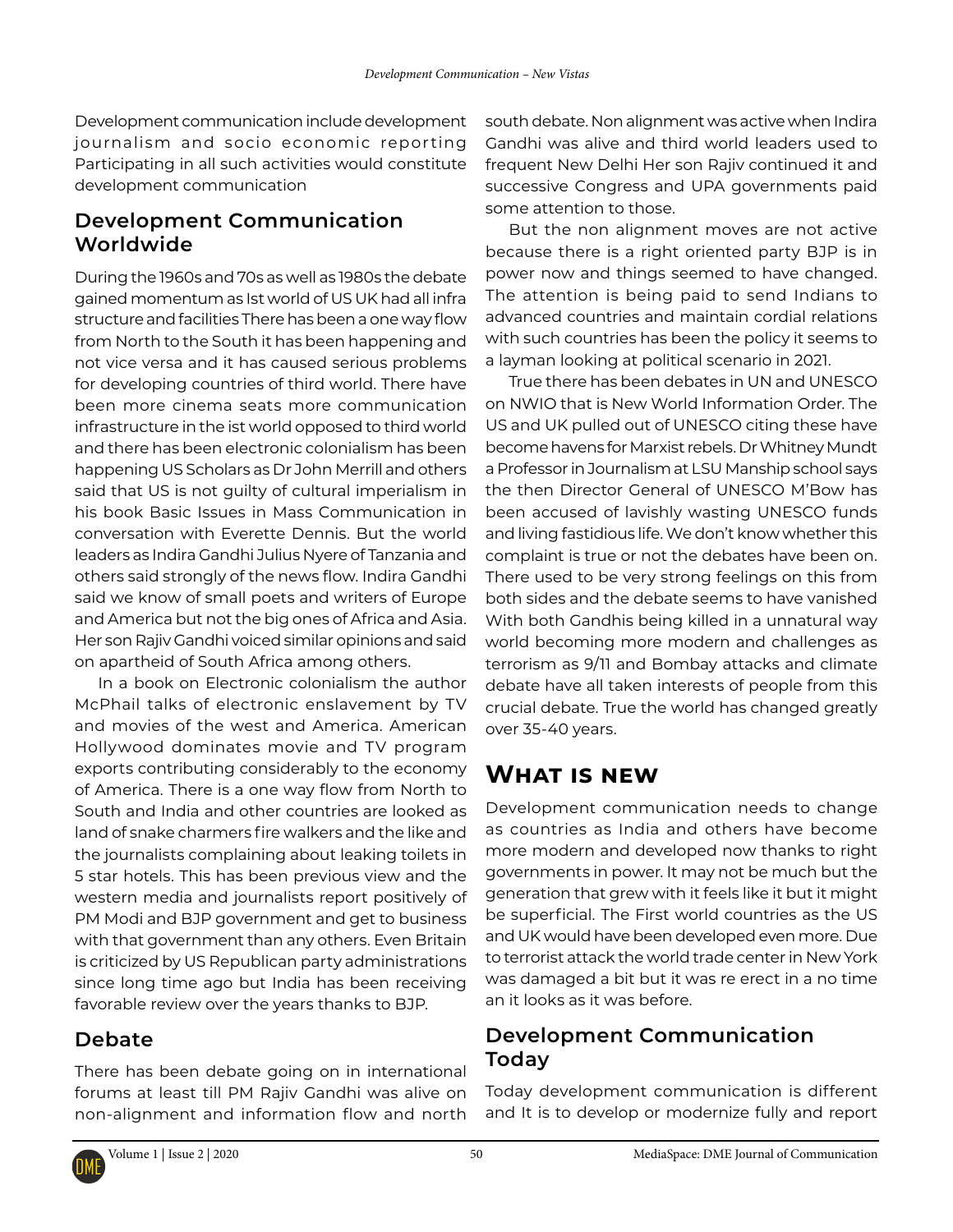Development communication include development journalism and socio economic reporting Participating in all such activities would constitute development communication

## Development Communication Worldwide

During the 1960s and 70s as well as 1980s the debate gained momentum as Ist world of US UK had all infra structure and facilities There has been a one way flow from North to the South it has been happening and not vice versa and it has caused serious problems for developing countries of third world. There have been more cinema seats more communication infrastructure in the ist world opposed to third world and there has been electronic colonialism has been happening US Scholars as Dr John Merrill and others said that US is not guilty of cultural imperialism in his book Basic Issues in Mass Communication in conversation with Everette Dennis. But the world leaders as Indira Gandhi Julius Nyere of Tanzania and others said strongly of the news flow. Indira Gandhi said we know of small poets and writers of Europe and America but not the big ones of Africa and Asia. Her son Rajiv Gandhi voiced similar opinions and said on apartheid of South Africa among others.

In a book on Electronic colonialism the author McPhail talks of electronic enslavement by TV and movies of the west and America. American Hollywood dominates movie and TV program exports contributing considerably to the economy of America. There is a one way flow from North to South and India and other countries are looked as land of snake charmers fire walkers and the like and the journalists complaining about leaking toilets in 5 star hotels. This has been previous view and the western media and journalists report positively of PM Modi and BJP government and get to business with that government than any others. Even Britain is criticized by US Republican party administrations since long time ago but India has been receiving favorable review over the years thanks to BJP.

## Debate

There has been debate going on in international forums at least till PM Rajiv Gandhi was alive on non-alignment and information flow and north south debate. Non alignment was active when Indira Gandhi was alive and third world leaders used to frequent New Delhi Her son Rajiv continued it and successive Congress and UPA governments paid some attention to those.

But the non alignment moves are not active because there is a right oriented party BJP is in power now and things seemed to have changed. The attention is being paid to send Indians to advanced countries and maintain cordial relations with such countries has been the policy it seems to a layman looking at political scenario in 2021.

True there has been debates in UN and UNESCO on NWIO that is New World Information Order. The US and UK pulled out of UNESCO citing these have become havens for Marxist rebels. Dr Whitney Mundt a Professor in Journalism at LSU Manship school says the then Director General of UNESCO M'Bow has been accused of lavishly wasting UNESCO funds and living fastidious life. We don't know whether this complaint is true or not the debates have been on. There used to be very strong feelings on this from both sides and the debate seems to have vanished With both Gandhis being killed in a unnatural way world becoming more modern and challenges as terrorism as 9/11 and Bombay attacks and climate debate have all taken interests of people from this crucial debate. True the world has changed greatly over 35-40 years.

## What is new

Development communication needs to change as countries as India and others have become more modern and developed now thanks to right governments in power. It may not be much but the generation that grew with it feels like it but it might be superficial. The First world countries as the US and UK would have been developed even more. Due to terrorist attack the world trade center in New York was damaged a bit but it was re erect in a no time an it looks as it was before.

## Development Communication Today

Today development communication is different and It is to develop or modernize fully and report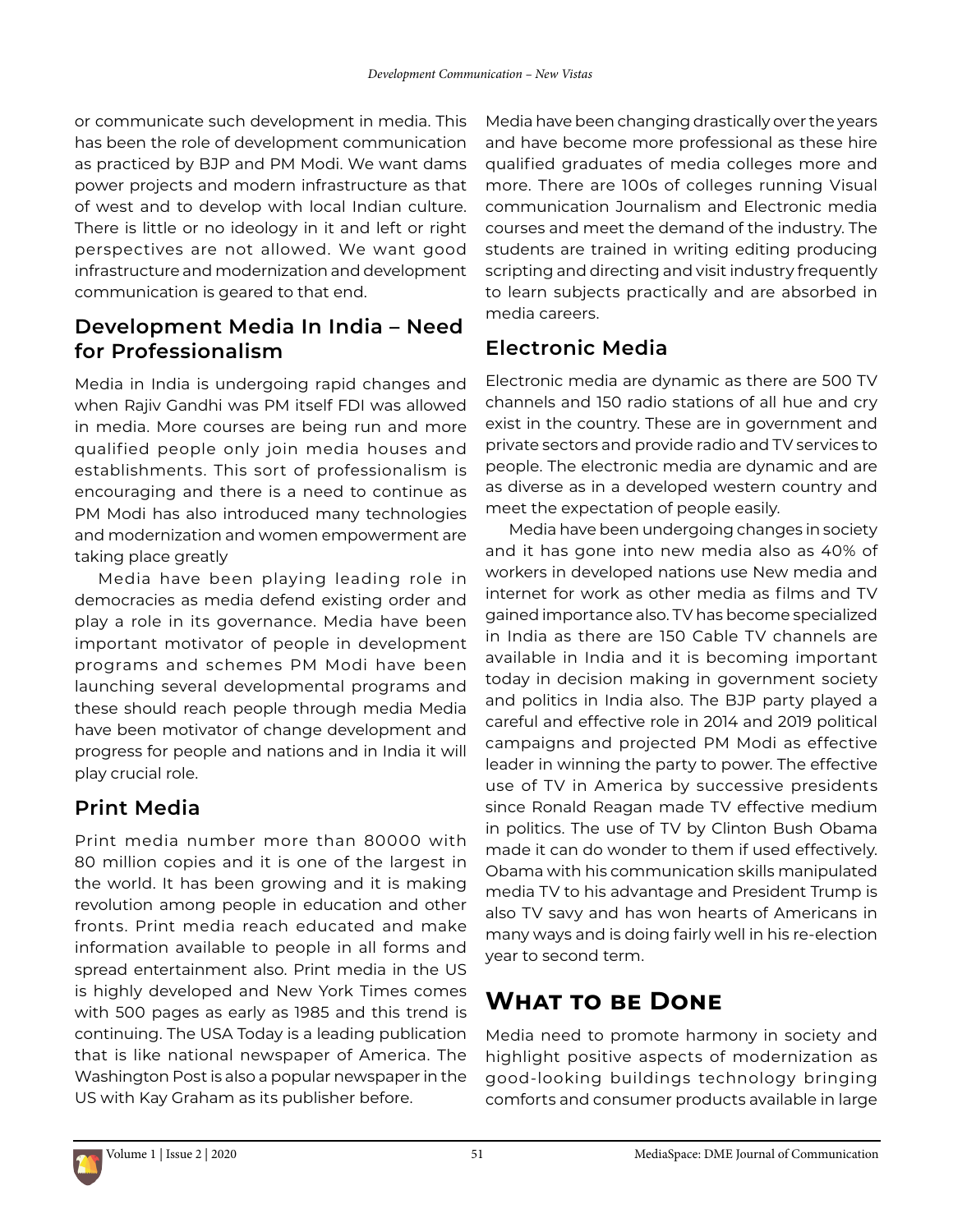or communicate such development in media. This has been the role of development communication as practiced by BJP and PM Modi. We want dams power projects and modern infrastructure as that of west and to develop with local Indian culture. There is little or no ideology in it and left or right perspectives are not allowed. We want good infrastructure and modernization and development communication is geared to that end.

### Development Media In India – Need for Professionalism

Media in India is undergoing rapid changes and when Rajiv Gandhi was PM itself FDI was allowed in media. More courses are being run and more qualified people only join media houses and establishments. This sort of professionalism is encouraging and there is a need to continue as PM Modi has also introduced many technologies and modernization and women empowerment are taking place greatly

Media have been playing leading role in democracies as media defend existing order and play a role in its governance. Media have been important motivator of people in development programs and schemes PM Modi have been launching several developmental programs and these should reach people through media Media have been motivator of change development and progress for people and nations and in India it will play crucial role.

### Print Media

Print media number more than 80000 with 80 million copies and it is one of the largest in the world. It has been growing and it is making revolution among people in education and other fronts. Print media reach educated and make information available to people in all forms and spread entertainment also. Print media in the US is highly developed and New York Times comes with 500 pages as early as 1985 and this trend is continuing. The USA Today is a leading publication that is like national newspaper of America. The Washington Post is also a popular newspaper in the US with Kay Graham as its publisher before.

Media have been changing drastically over the years and have become more professional as these hire qualified graduates of media colleges more and more. There are 100s of colleges running Visual communication Journalism and Electronic media courses and meet the demand of the industry. The students are trained in writing editing producing scripting and directing and visit industry frequently to learn subjects practically and are absorbed in media careers.

### Electronic Media

Electronic media are dynamic as there are 500 TV channels and 150 radio stations of all hue and cry exist in the country. These are in government and private sectors and provide radio and TV services to people. The electronic media are dynamic and are as diverse as in a developed western country and meet the expectation of people easily.

Media have been undergoing changes in society and it has gone into new media also as 40% of workers in developed nations use New media and internet for work as other media as films and TV gained importance also. TV has become specialized in India as there are 150 Cable TV channels are available in India and it is becoming important today in decision making in government society and politics in India also. The BJP party played a careful and effective role in 2014 and 2019 political campaigns and projected PM Modi as effective leader in winning the party to power. The effective use of TV in America by successive presidents since Ronald Reagan made TV effective medium in politics. The use of TV by Clinton Bush Obama made it can do wonder to them if used effectively. Obama with his communication skills manipulated media TV to his advantage and President Trump is also TV savy and has won hearts of Americans in many ways and is doing fairly well in his re-election year to second term.

## What to be Done

Media need to promote harmony in society and highlight positive aspects of modernization as good-looking buildings technology bringing comforts and consumer products available in large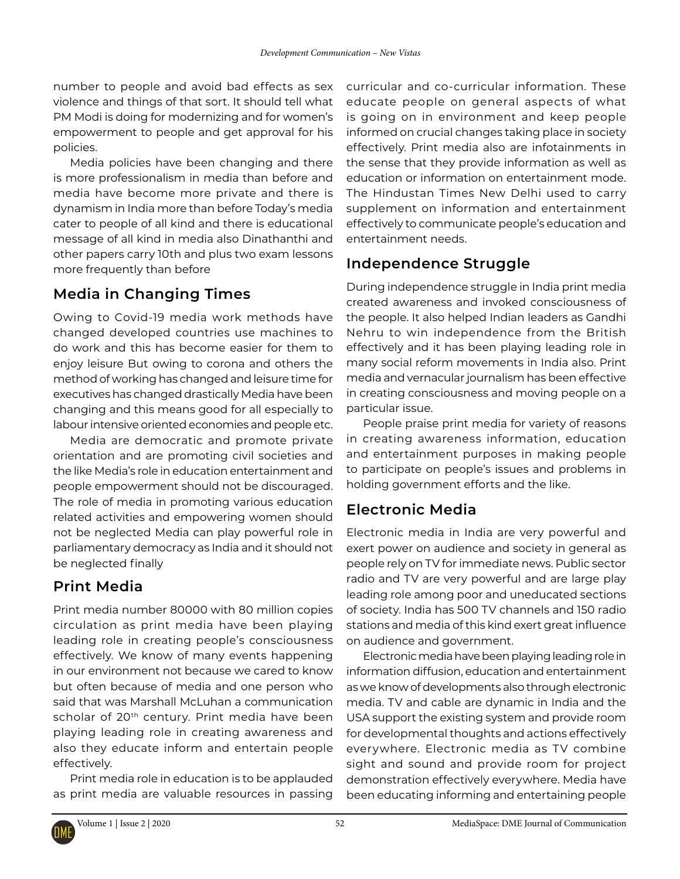number to people and avoid bad effects as sex violence and things of that sort. It should tell what PM Modi is doing for modernizing and for women's empowerment to people and get approval for his policies.

Media policies have been changing and there is more professionalism in media than before and media have become more private and there is dynamism in India more than before Today's media cater to people of all kind and there is educational message of all kind in media also Dinathanthi and other papers carry 10th and plus two exam lessons more frequently than before

## Media in Changing Times

Owing to Covid-19 media work methods have changed developed countries use machines to do work and this has become easier for them to enjoy leisure But owing to corona and others the method of working has changed and leisure time for executives has changed drastically Media have been changing and this means good for all especially to labour intensive oriented economies and people etc.

Media are democratic and promote private orientation and are promoting civil societies and the like Media's role in education entertainment and people empowerment should not be discouraged. The role of media in promoting various education related activities and empowering women should not be neglected Media can play powerful role in parliamentary democracy as India and it should not be neglected finally

## Print Media

Print media number 80000 with 80 million copies circulation as print media have been playing leading role in creating people's consciousness effectively. We know of many events happening in our environment not because we cared to know but often because of media and one person who said that was Marshall McLuhan a communication scholar of 20th century. Print media have been playing leading role in creating awareness and also they educate inform and entertain people effectively.

Print media role in education is to be applauded as print media are valuable resources in passing curricular and co-curricular information. These educate people on general aspects of what is going on in environment and keep people informed on crucial changes taking place in society effectively. Print media also are infotainments in the sense that they provide information as well as education or information on entertainment mode. The Hindustan Times New Delhi used to carry supplement on information and entertainment effectively to communicate people's education and entertainment needs.

## Independence Struggle

During independence struggle in India print media created awareness and invoked consciousness of the people. It also helped Indian leaders as Gandhi Nehru to win independence from the British effectively and it has been playing leading role in many social reform movements in India also. Print media and vernacular journalism has been effective in creating consciousness and moving people on a particular issue.

People praise print media for variety of reasons in creating awareness information, education and entertainment purposes in making people to participate on people's issues and problems in holding government efforts and the like.

## Electronic Media

Electronic media in India are very powerful and exert power on audience and society in general as people rely on TV for immediate news. Public sector radio and TV are very powerful and are large play leading role among poor and uneducated sections of society. India has 500 TV channels and 150 radio stations and media of this kind exert great influence on audience and government.

Electronic media have been playing leading role in information diffusion, education and entertainment as we know of developments also through electronic media. TV and cable are dynamic in India and the USA support the existing system and provide room for developmental thoughts and actions effectively everywhere. Electronic media as TV combine sight and sound and provide room for project demonstration effectively everywhere. Media have been educating informing and entertaining people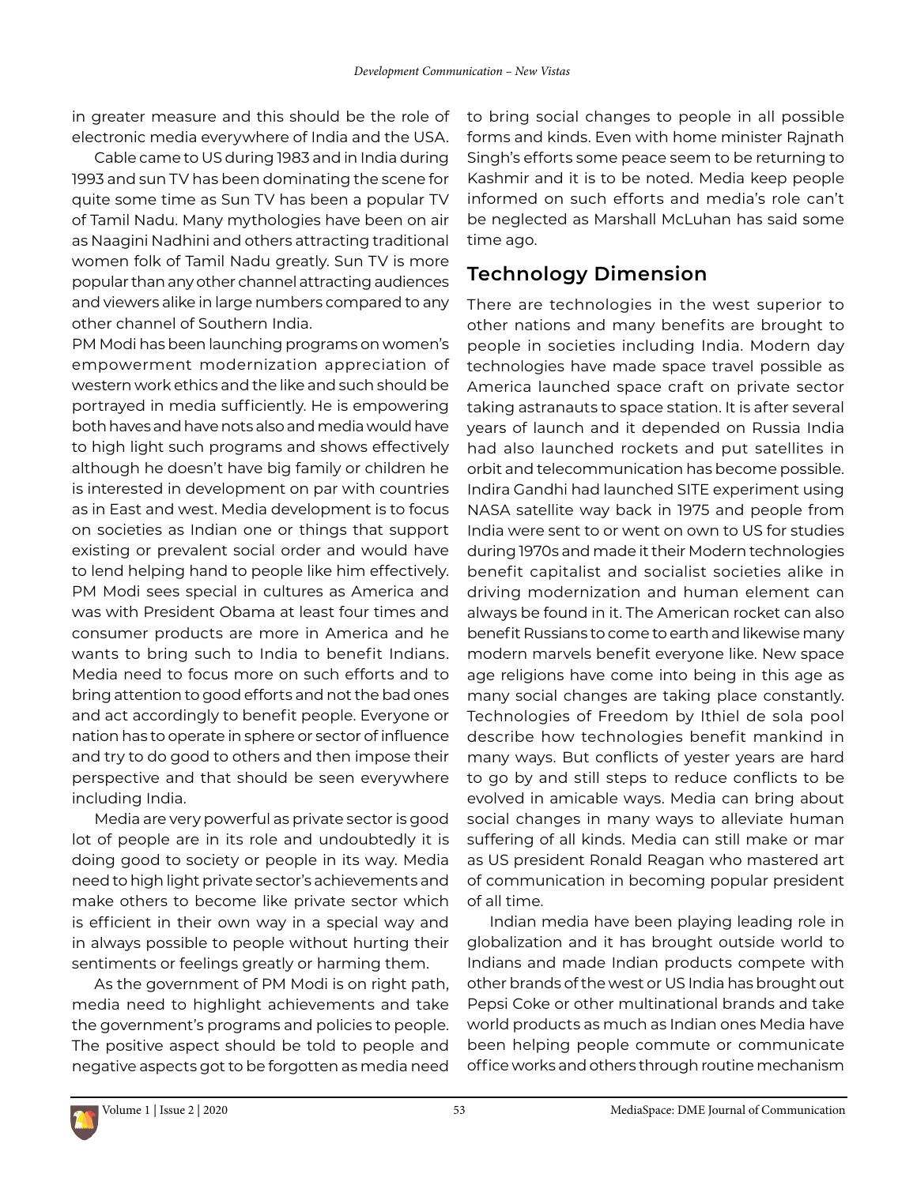in greater measure and this should be the role of electronic media everywhere of India and the USA.

Cable came to US during 1983 and in India during 1993 and sun TV has been dominating the scene for quite some time as Sun TV has been a popular TV of Tamil Nadu. Many mythologies have been on air as Naagini Nadhini and others attracting traditional women folk of Tamil Nadu greatly. Sun TV is more popular than any other channel attracting audiences and viewers alike in large numbers compared to any other channel of Southern India.

PM Modi has been launching programs on women's empowerment modernization appreciation of western work ethics and the like and such should be portrayed in media sufficiently. He is empowering both haves and have nots also and media would have to high light such programs and shows effectively although he doesn't have big family or children he is interested in development on par with countries as in East and west. Media development is to focus on societies as Indian one or things that support existing or prevalent social order and would have to lend helping hand to people like him effectively. PM Modi sees special in cultures as America and was with President Obama at least four times and consumer products are more in America and he wants to bring such to India to benefit Indians. Media need to focus more on such efforts and to bring attention to good efforts and not the bad ones and act accordingly to benefit people. Everyone or nation has to operate in sphere or sector of influence and try to do good to others and then impose their perspective and that should be seen everywhere including India.

Media are very powerful as private sector is good lot of people are in its role and undoubtedly it is doing good to society or people in its way. Media need to high light private sector's achievements and make others to become like private sector which is efficient in their own way in a special way and in always possible to people without hurting their sentiments or feelings greatly or harming them.

As the government of PM Modi is on right path, media need to highlight achievements and take the government's programs and policies to people. The positive aspect should be told to people and negative aspects got to be forgotten as media need to bring social changes to people in all possible forms and kinds. Even with home minister Rajnath Singh's efforts some peace seem to be returning to Kashmir and it is to be noted. Media keep people informed on such efforts and media's role can't be neglected as Marshall McLuhan has said some time ago.

## Technology Dimension

There are technologies in the west superior to other nations and many benefits are brought to people in societies including India. Modern day technologies have made space travel possible as America launched space craft on private sector taking astranauts to space station. It is after several years of launch and it depended on Russia India had also launched rockets and put satellites in orbit and telecommunication has become possible. Indira Gandhi had launched SITE experiment using NASA satellite way back in 1975 and people from India were sent to or went on own to US for studies during 1970s and made it their Modern technologies benefit capitalist and socialist societies alike in driving modernization and human element can always be found in it. The American rocket can also benefit Russians to come to earth and likewise many modern marvels benefit everyone like. New space age religions have come into being in this age as many social changes are taking place constantly. Technologies of Freedom by Ithiel de sola pool describe how technologies benefit mankind in many ways. But conflicts of yester years are hard to go by and still steps to reduce conflicts to be evolved in amicable ways. Media can bring about social changes in many ways to alleviate human suffering of all kinds. Media can still make or mar as US president Ronald Reagan who mastered art of communication in becoming popular president of all time.

Indian media have been playing leading role in globalization and it has brought outside world to Indians and made Indian products compete with other brands of the west or US India has brought out Pepsi Coke or other multinational brands and take world products as much as Indian ones Media have been helping people commute or communicate office works and others through routine mechanism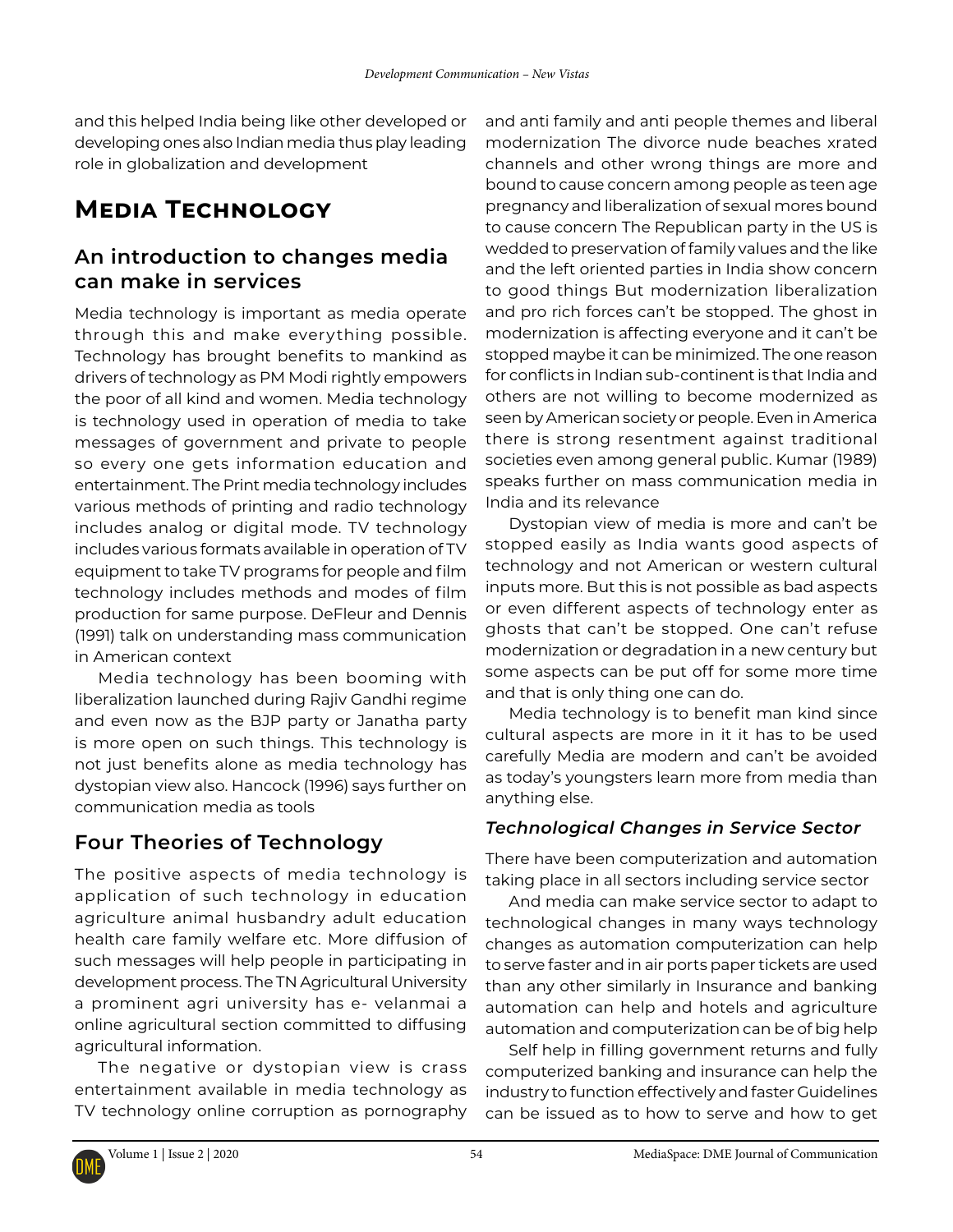and this helped India being like other developed or developing ones also Indian media thus play leading role in globalization and development

# Media Technology

## An introduction to changes media can make in services

Media technology is important as media operate through this and make everything possible. Technology has brought benefits to mankind as drivers of technology as PM Modi rightly empowers the poor of all kind and women. Media technology is technology used in operation of media to take messages of government and private to people so every one gets information education and entertainment. The Print media technology includes various methods of printing and radio technology includes analog or digital mode. TV technology includes various formats available in operation of TV equipment to take TV programs for people and film technology includes methods and modes of film production for same purpose. DeFleur and Dennis (1991) talk on understanding mass communication in American context

Media technology has been booming with liberalization launched during Rajiv Gandhi regime and even now as the BJP party or Janatha party is more open on such things. This technology is not just benefits alone as media technology has dystopian view also. Hancock (1996) says further on communication media as tools

## Four Theories of Technology

The positive aspects of media technology is application of such technology in education agriculture animal husbandry adult education health care family welfare etc. More diffusion of such messages will help people in participating in development process. The TN Agricultural University a prominent agri university has e- velanmai a online agricultural section committed to diffusing agricultural information.

The negative or dystopian view is crass entertainment available in media technology as TV technology online corruption as pornography and anti family and anti people themes and liberal modernization The divorce nude beaches xrated channels and other wrong things are more and bound to cause concern among people as teen age pregnancy and liberalization of sexual mores bound to cause concern The Republican party in the US is wedded to preservation of family values and the like and the left oriented parties in India show concern to good things But modernization liberalization and pro rich forces can't be stopped. The ghost in modernization is affecting everyone and it can't be stopped maybe it can be minimized. The one reason for conflicts in Indian sub-continent is that India and others are not willing to become modernized as seen by American society or people. Even in America there is strong resentment against traditional societies even among general public. Kumar (1989) speaks further on mass communication media in India and its relevance

Dystopian view of media is more and can't be stopped easily as India wants good aspects of technology and not American or western cultural inputs more. But this is not possible as bad aspects or even different aspects of technology enter as ghosts that can't be stopped. One can't refuse modernization or degradation in a new century but some aspects can be put off for some more time and that is only thing one can do.

Media technology is to benefit man kind since cultural aspects are more in it it has to be used carefully Media are modern and can't be avoided as today's youngsters learn more from media than anything else.

### *Technological Changes in Service Sector*

There have been computerization and automation taking place in all sectors including service sector

And media can make service sector to adapt to technological changes in many ways technology changes as automation computerization can help to serve faster and in air ports paper tickets are used than any other similarly in Insurance and banking automation can help and hotels and agriculture automation and computerization can be of big help

Self help in filling government returns and fully computerized banking and insurance can help the industry to function effectively and faster Guidelines can be issued as to how to serve and how to get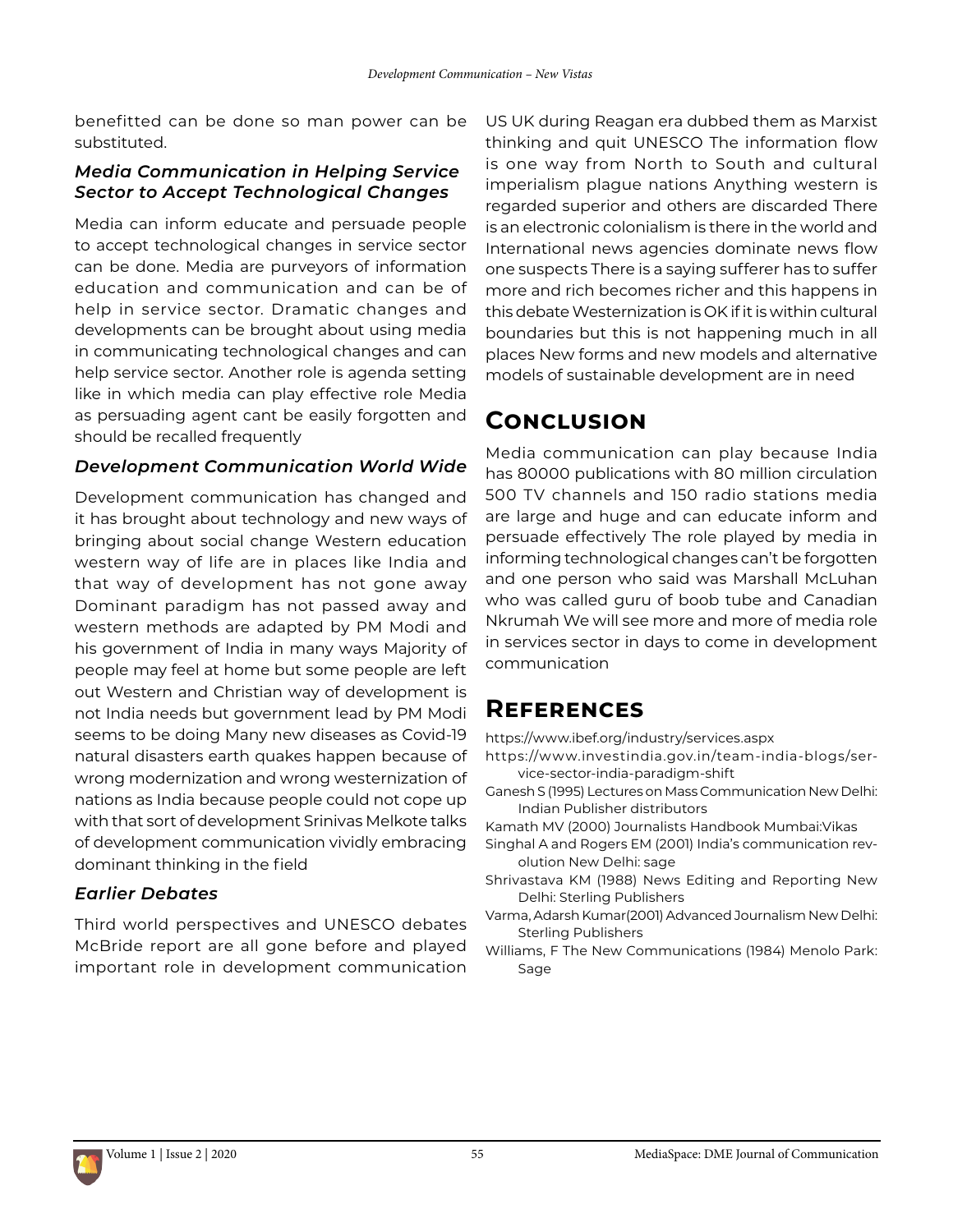benefitted can be done so man power can be substituted.

### *Media Communication in Helping Service Sector to Accept Technological Changes*

Media can inform educate and persuade people to accept technological changes in service sector can be done. Media are purveyors of information education and communication and can be of help in service sector. Dramatic changes and developments can be brought about using media in communicating technological changes and can help service sector. Another role is agenda setting like in which media can play effective role Media as persuading agent cant be easily forgotten and should be recalled frequently

### *Development Communication World Wide*

Development communication has changed and it has brought about technology and new ways of bringing about social change Western education western way of life are in places like India and that way of development has not gone away Dominant paradigm has not passed away and western methods are adapted by PM Modi and his government of India in many ways Majority of people may feel at home but some people are left out Western and Christian way of development is not India needs but government lead by PM Modi seems to be doing Many new diseases as Covid-19 natural disasters earth quakes happen because of wrong modernization and wrong westernization of nations as India because people could not cope up with that sort of development Srinivas Melkote talks of development communication vividly embracing dominant thinking in the field

### *Earlier Debates*

Third world perspectives and UNESCO debates McBride report are all gone before and played important role in development communication US UK during Reagan era dubbed them as Marxist thinking and quit UNESCO The information flow is one way from North to South and cultural imperialism plague nations Anything western is regarded superior and others are discarded There is an electronic colonialism is there in the world and International news agencies dominate news flow one suspects There is a saying sufferer has to suffer more and rich becomes richer and this happens in this debate Westernization is OK if it is within cultural boundaries but this is not happening much in all places New forms and new models and alternative models of sustainable development are in need

## Conclusion

Media communication can play because India has 80000 publications with 80 million circulation 500 TV channels and 150 radio stations media are large and huge and can educate inform and persuade effectively The role played by media in informing technological changes can't be forgotten and one person who said was Marshall McLuhan who was called guru of boob tube and Canadian Nkrumah We will see more and more of media role in services sector in days to come in development communication

## References

https://www.ibef.org/industry/services.aspx

https://www.investindia.gov.in/team-india-blogs/service-sector-india-paradigm-shift

Ganesh S (1995) Lectures on Mass Communication New Delhi: Indian Publisher distributors

Kamath MV (2000) Journalists Handbook Mumbai:Vikas

Singhal A and Rogers EM (2001) India's communication revolution New Delhi: sage

Shrivastava KM (1988) News Editing and Reporting New Delhi: Sterling Publishers

Varma, Adarsh Kumar(2001) Advanced Journalism New Delhi: Sterling Publishers

Williams, F The New Communications (1984) Menolo Park: Sage